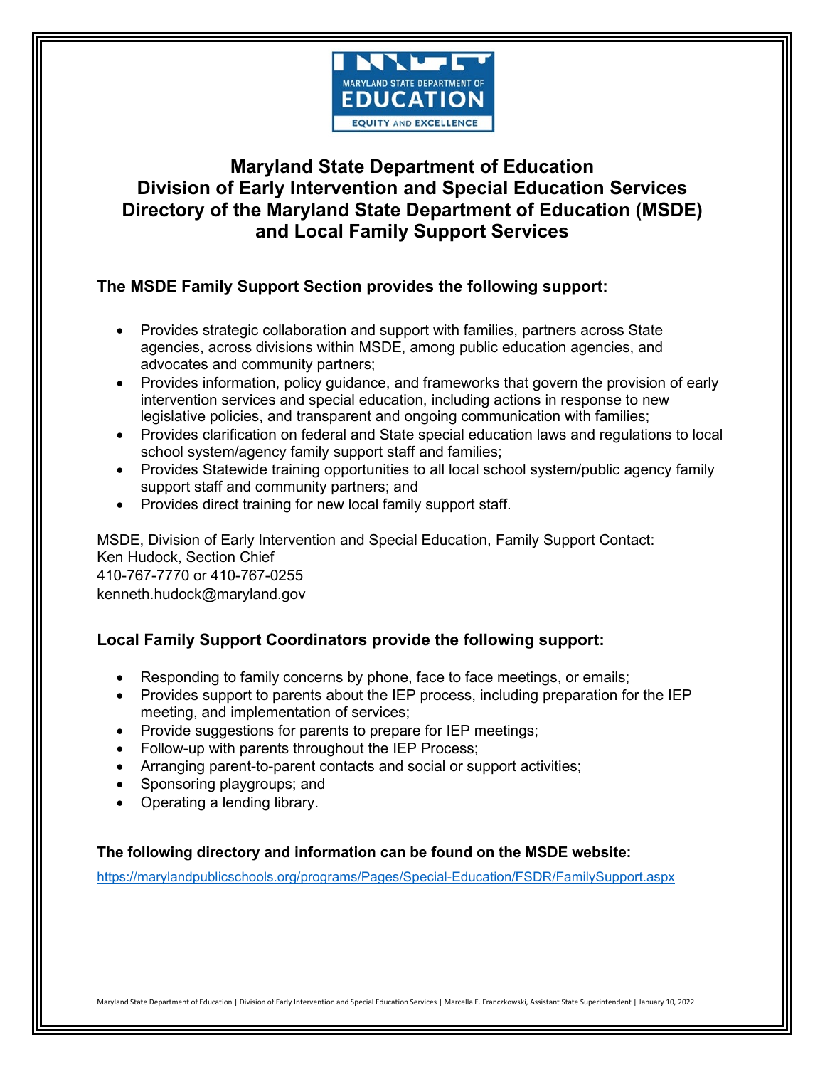# Maryland State Department of Education
# Division of Early Intervention and Special Education Services
# Directory of the Maryland State Department of Education (MSDE) and Local Family Support Services

## The MSDE Family Support Section provides the following support:

- Provides strategic collaboration and support with families, partners across State agencies, across divisions within MSDE, among public education agencies, and advocates and community partners;
- Provides information, policy guidance, and frameworks that govern the provision of early intervention services and special education, including actions in response to new legislative policies, and transparent and ongoing communication with families;
- Provides clarification on federal and State special education laws and regulations to local school system/agency family support staff and families;
- Provides Statewide training opportunities to all local school system/public agency family support staff and community partners; and
- Provides direct training for new local family support staff.

MSDE, Division of Early Intervention and Special Education, Family Support Contact:
Ken Hudock, Section Chief
410-767-7770 or 410-767-0255
kenneth.hudock@maryland.gov

## Local Family Support Coordinators provide the following support:

- Responding to family concerns by phone, face to face meetings, or emails;
- Provides support to parents about the IEP process, including preparation for the IEP meeting, and implementation of services;
- Provide suggestions for parents to prepare for IEP meetings;
- Follow-up with parents throughout the IEP Process;
- Arranging parent-to-parent contacts and social or support activities;
- Sponsoring playgroups; and
- Operating a lending library.

**The following directory and information can be found on the MSDE website:**

https://marylandpublicschools.org/programs/Pages/Special-Education/FSDR/FamilySupport.aspx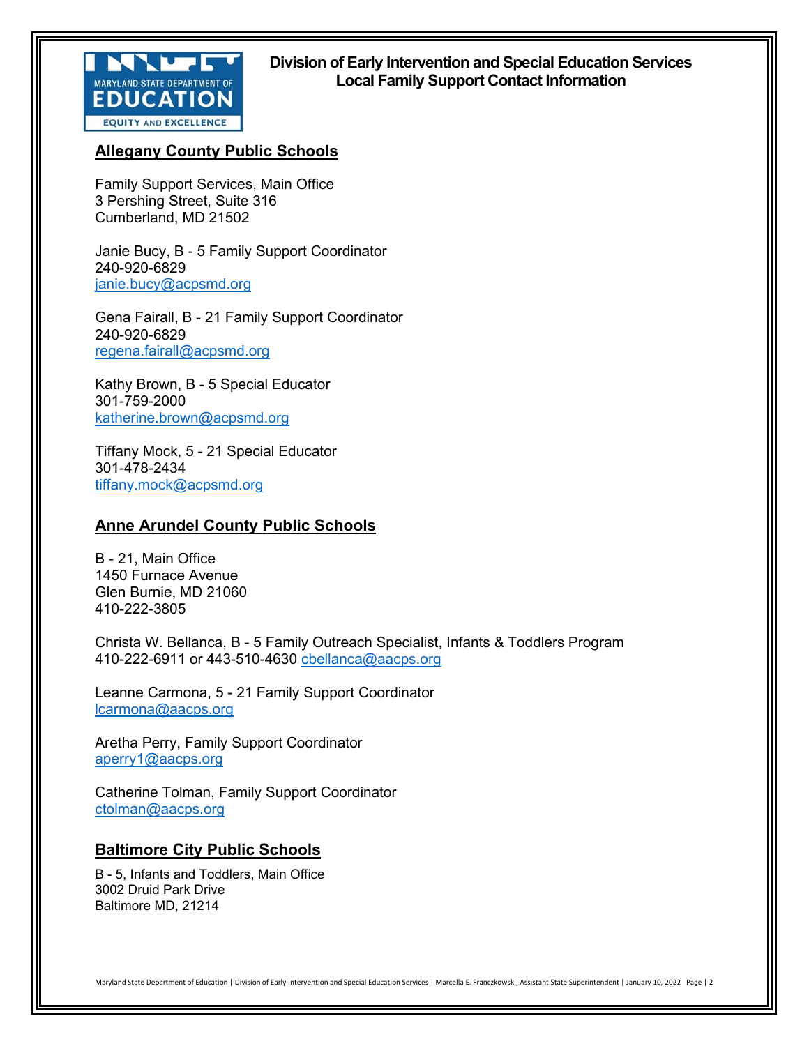**Division of Early Intervention and Special Education Services**
**Local Family Support Contact Information**

## Allegany County Public Schools

Family Support Services, Main Office
3 Pershing Street, Suite 316
Cumberland, MD 21502

Janie Bucy, B - 5 Family Support Coordinator
240-920-6829
janie.bucy@acpsmd.org

Gena Fairall, B - 21 Family Support Coordinator
240-920-6829
regena.fairall@acpsmd.org

Kathy Brown, B - 5 Special Educator
301-759-2000
katherine.brown@acpsmd.org

Tiffany Mock, 5 - 21 Special Educator
301-478-2434
tiffany.mock@acpsmd.org

## Anne Arundel County Public Schools

B - 21, Main Office
1450 Furnace Avenue
Glen Burnie, MD 21060
410-222-3805

Christa W. Bellanca, B - 5 Family Outreach Specialist, Infants & Toddlers Program
410-222-6911 or 443-510-4630 cbellanca@aacps.org

Leanne Carmona, 5 - 21 Family Support Coordinator
lcarmona@aacps.org

Aretha Perry, Family Support Coordinator
aperry1@aacps.org

Catherine Tolman, Family Support Coordinator
ctolman@aacps.org

## Baltimore City Public Schools

B - 5, Infants and Toddlers, Main Office
3002 Druid Park Drive
Baltimore MD, 21214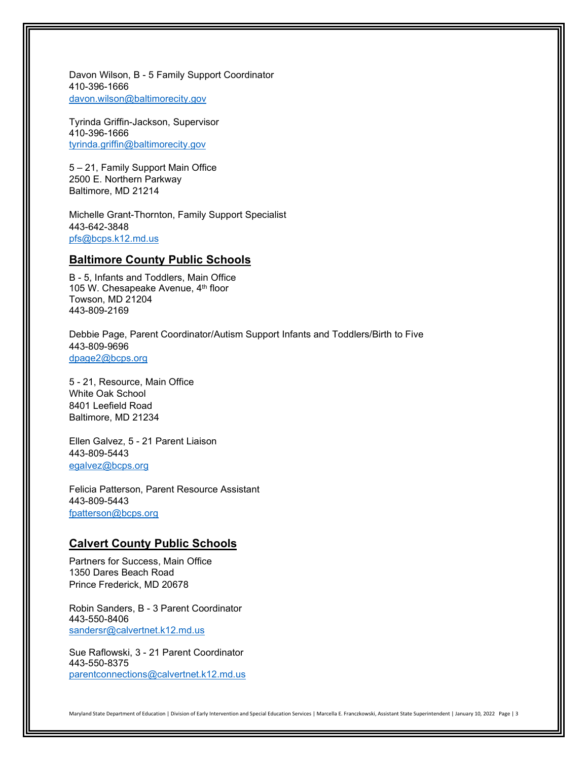Davon Wilson, B - 5 Family Support Coordinator
410-396-1666
davon.wilson@baltimorecity.gov

Tyrinda Griffin-Jackson, Supervisor
410-396-1666
tyrinda.griffin@baltimorecity.gov

5 – 21, Family Support Main Office
2500 E. Northern Parkway
Baltimore, MD 21214

Michelle Grant-Thornton, Family Support Specialist
443-642-3848
pfs@bcps.k12.md.us

## Baltimore County Public Schools

B - 5, Infants and Toddlers, Main Office
105 W. Chesapeake Avenue, 4th floor
Towson, MD 21204
443-809-2169

Debbie Page, Parent Coordinator/Autism Support Infants and Toddlers/Birth to Five
443-809-9696
dpage2@bcps.org

5 - 21, Resource, Main Office
White Oak School
8401 Leefield Road
Baltimore, MD 21234

Ellen Galvez, 5 - 21 Parent Liaison
443-809-5443
egalvez@bcps.org

Felicia Patterson, Parent Resource Assistant
443-809-5443
fpatterson@bcps.org

## Calvert County Public Schools

Partners for Success, Main Office
1350 Dares Beach Road
Prince Frederick, MD 20678

Robin Sanders, B - 3 Parent Coordinator
443-550-8406
sandersr@calvertnet.k12.md.us

Sue Raflowski, 3 - 21 Parent Coordinator
443-550-8375
parentconnections@calvertnet.k12.md.us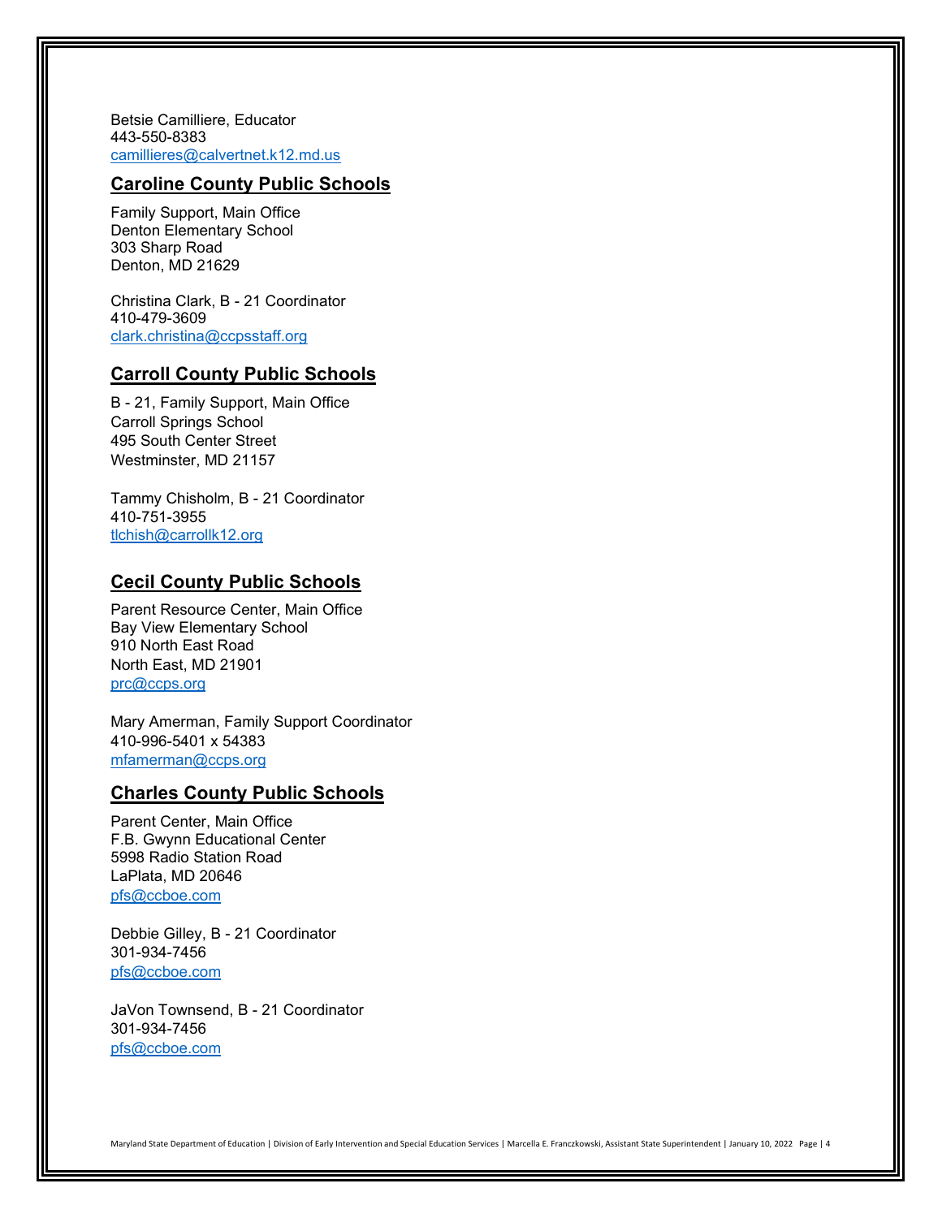Betsie Camilliere, Educator
443-550-8383
camillieres@calvertnet.k12.md.us

## Caroline County Public Schools

Family Support, Main Office
Denton Elementary School
303 Sharp Road
Denton, MD 21629

Christina Clark, B - 21 Coordinator
410-479-3609
clark.christina@ccpsstaff.org

## Carroll County Public Schools

B - 21, Family Support, Main Office
Carroll Springs School
495 South Center Street
Westminster, MD 21157

Tammy Chisholm, B - 21 Coordinator
410-751-3955
tlchish@carrollk12.org

## Cecil County Public Schools

Parent Resource Center, Main Office
Bay View Elementary School
910 North East Road
North East, MD 21901
prc@ccps.org

Mary Amerman, Family Support Coordinator
410-996-5401 x 54383
mfamerman@ccps.org

## Charles County Public Schools

Parent Center, Main Office
F.B. Gwynn Educational Center
5998 Radio Station Road
LaPlata, MD 20646
pfs@ccboe.com

Debbie Gilley, B - 21 Coordinator
301-934-7456
pfs@ccboe.com

JaVon Townsend, B - 21 Coordinator
301-934-7456
pfs@ccboe.com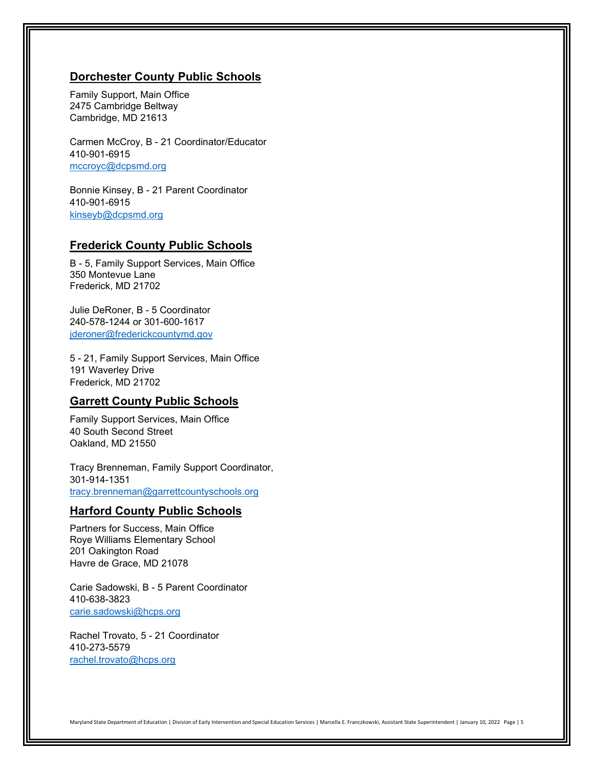## Dorchester County Public Schools

Family Support, Main Office
2475 Cambridge Beltway
Cambridge, MD 21613

Carmen McCroy, B - 21 Coordinator/Educator
410-901-6915
mccroyc@dcpsmd.org

Bonnie Kinsey, B - 21 Parent Coordinator
410-901-6915
kinseyb@dcpsmd.org

## Frederick County Public Schools

B - 5, Family Support Services, Main Office
350 Montevue Lane
Frederick, MD 21702

Julie DeRoner, B - 5 Coordinator
240-578-1244 or 301-600-1617
jderoner@frederickcountymd.gov

5 - 21, Family Support Services, Main Office
191 Waverley Drive
Frederick, MD 21702

## Garrett County Public Schools

Family Support Services, Main Office
40 South Second Street
Oakland, MD 21550

Tracy Brenneman, Family Support Coordinator,
301-914-1351
tracy.brenneman@garrettcountyschools.org

## Harford County Public Schools

Partners for Success, Main Office
Roye Williams Elementary School
201 Oakington Road
Havre de Grace, MD 21078

Carie Sadowski, B - 5 Parent Coordinator
410-638-3823
carie.sadowski@hcps.org

Rachel Trovato, 5 - 21 Coordinator
410-273-5579
rachel.trovato@hcps.org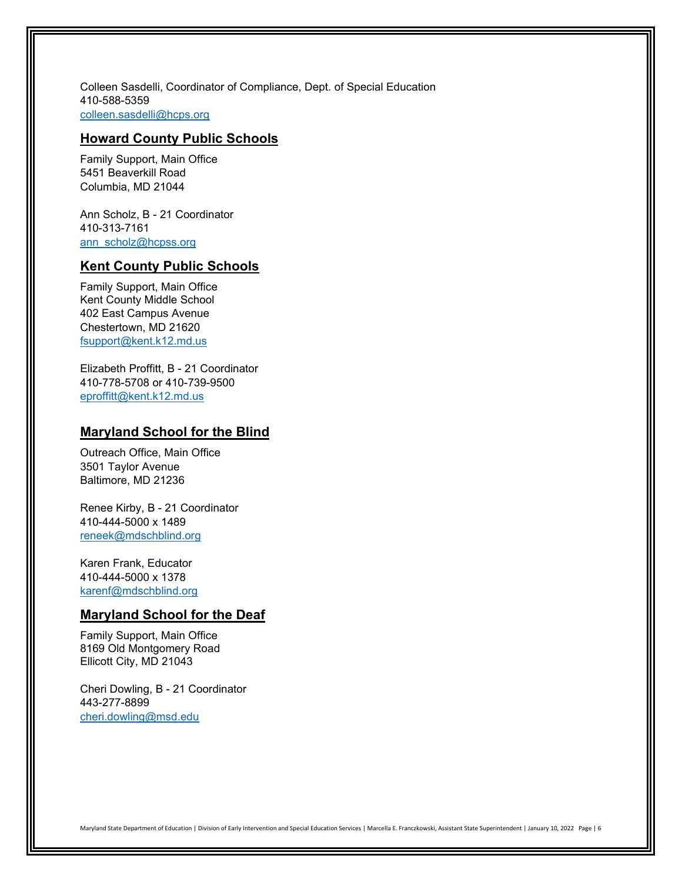Colleen Sasdelli, Coordinator of Compliance, Dept. of Special Education
410-588-5359
colleen.sasdelli@hcps.org

## Howard County Public Schools

Family Support, Main Office
5451 Beaverkill Road
Columbia, MD 21044

Ann Scholz, B - 21 Coordinator
410-313-7161
ann_scholz@hcpss.org

## Kent County Public Schools

Family Support, Main Office
Kent County Middle School
402 East Campus Avenue
Chestertown, MD 21620
fsupport@kent.k12.md.us

Elizabeth Proffitt, B - 21 Coordinator
410-778-5708 or 410-739-9500
eproffitt@kent.k12.md.us

## Maryland School for the Blind

Outreach Office, Main Office
3501 Taylor Avenue
Baltimore, MD 21236

Renee Kirby, B - 21 Coordinator
410-444-5000 x 1489
reneek@mdschblind.org

Karen Frank, Educator
410-444-5000 x 1378
karenf@mdschblind.org

## Maryland School for the Deaf

Family Support, Main Office
8169 Old Montgomery Road
Ellicott City, MD 21043

Cheri Dowling, B - 21 Coordinator
443-277-8899
cheri.dowling@msd.edu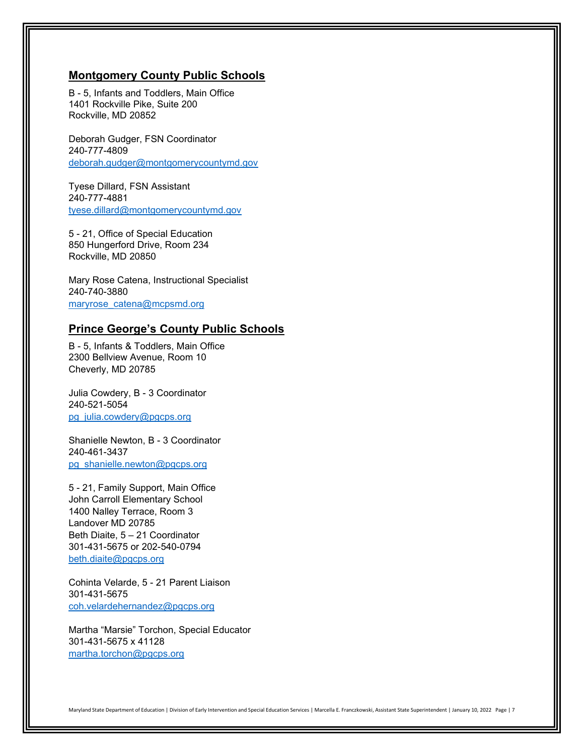## Montgomery County Public Schools

B - 5, Infants and Toddlers, Main Office
1401 Rockville Pike, Suite 200
Rockville, MD 20852

Deborah Gudger, FSN Coordinator
240-777-4809
deborah.gudger@montgomerycountymd.gov

Tyese Dillard, FSN Assistant
240-777-4881
tyese.dillard@montgomerycountymd.gov

5 - 21, Office of Special Education
850 Hungerford Drive, Room 234
Rockville, MD 20850

Mary Rose Catena, Instructional Specialist
240-740-3880
maryrose_catena@mcpsmd.org

## Prince George's County Public Schools

B - 5, Infants & Toddlers, Main Office
2300 Bellview Avenue, Room 10
Cheverly, MD 20785

Julia Cowdery, B - 3 Coordinator
240-521-5054
pg_julia.cowdery@pgcps.org

Shanielle Newton, B - 3 Coordinator
240-461-3437
pg_shanielle.newton@pgcps.org

5 - 21, Family Support, Main Office
John Carroll Elementary School
1400 Nalley Terrace, Room 3
Landover MD 20785
Beth Diaite, 5 – 21 Coordinator
301-431-5675 or 202-540-0794
beth.diaite@pgcps.org

Cohinta Velarde, 5 - 21 Parent Liaison
301-431-5675
coh.velardehernandez@pgcps.org

Martha "Marsie" Torchon, Special Educator
301-431-5675 x 41128
martha.torchon@pgcps.org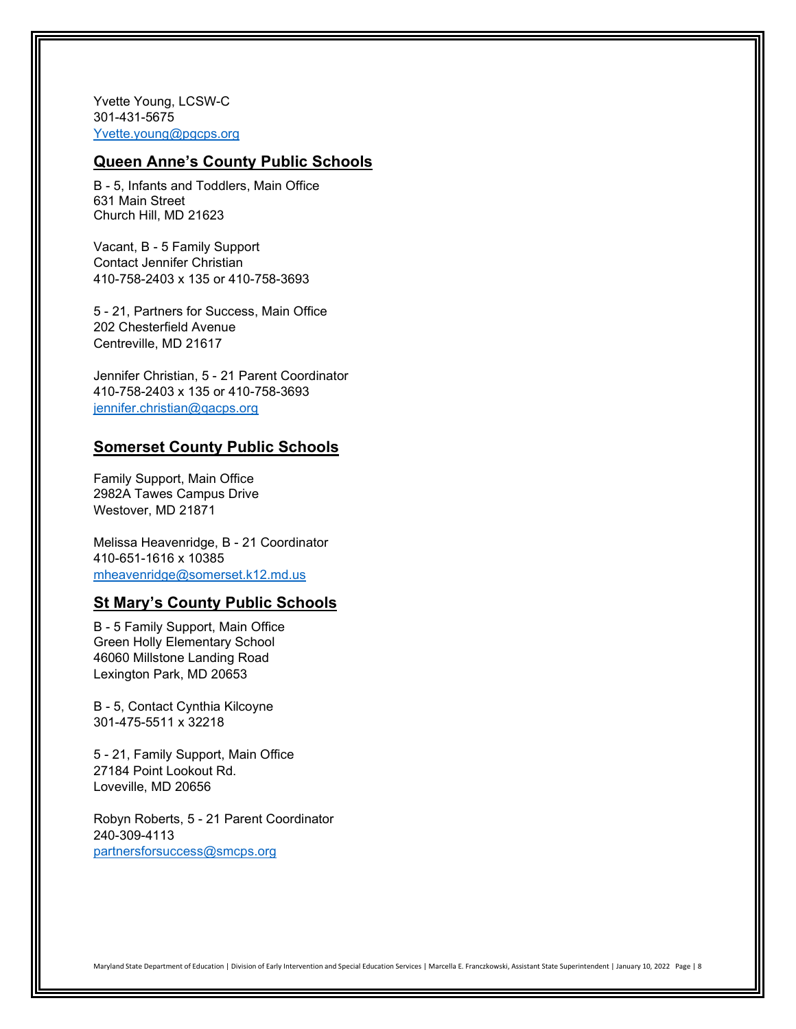Yvette Young, LCSW-C
301-431-5675
Yvette.young@pgcps.org

## Queen Anne's County Public Schools

B - 5, Infants and Toddlers, Main Office
631 Main Street
Church Hill, MD 21623

Vacant, B - 5 Family Support
Contact Jennifer Christian
410-758-2403 x 135 or 410-758-3693

5 - 21, Partners for Success, Main Office
202 Chesterfield Avenue
Centreville, MD 21617

Jennifer Christian, 5 - 21 Parent Coordinator
410-758-2403 x 135 or 410-758-3693
jennifer.christian@qacps.org

## Somerset County Public Schools

Family Support, Main Office
2982A Tawes Campus Drive
Westover, MD 21871

Melissa Heavenridge, B - 21 Coordinator
410-651-1616 x 10385
mheavenridge@somerset.k12.md.us

## St Mary's County Public Schools

B - 5 Family Support, Main Office
Green Holly Elementary School
46060 Millstone Landing Road
Lexington Park, MD 20653

B - 5, Contact Cynthia Kilcoyne
301-475-5511 x 32218

5 - 21, Family Support, Main Office
27184 Point Lookout Rd.
Loveville, MD 20656

Robyn Roberts, 5 - 21 Parent Coordinator
240-309-4113
partnersforsuccess@smcps.org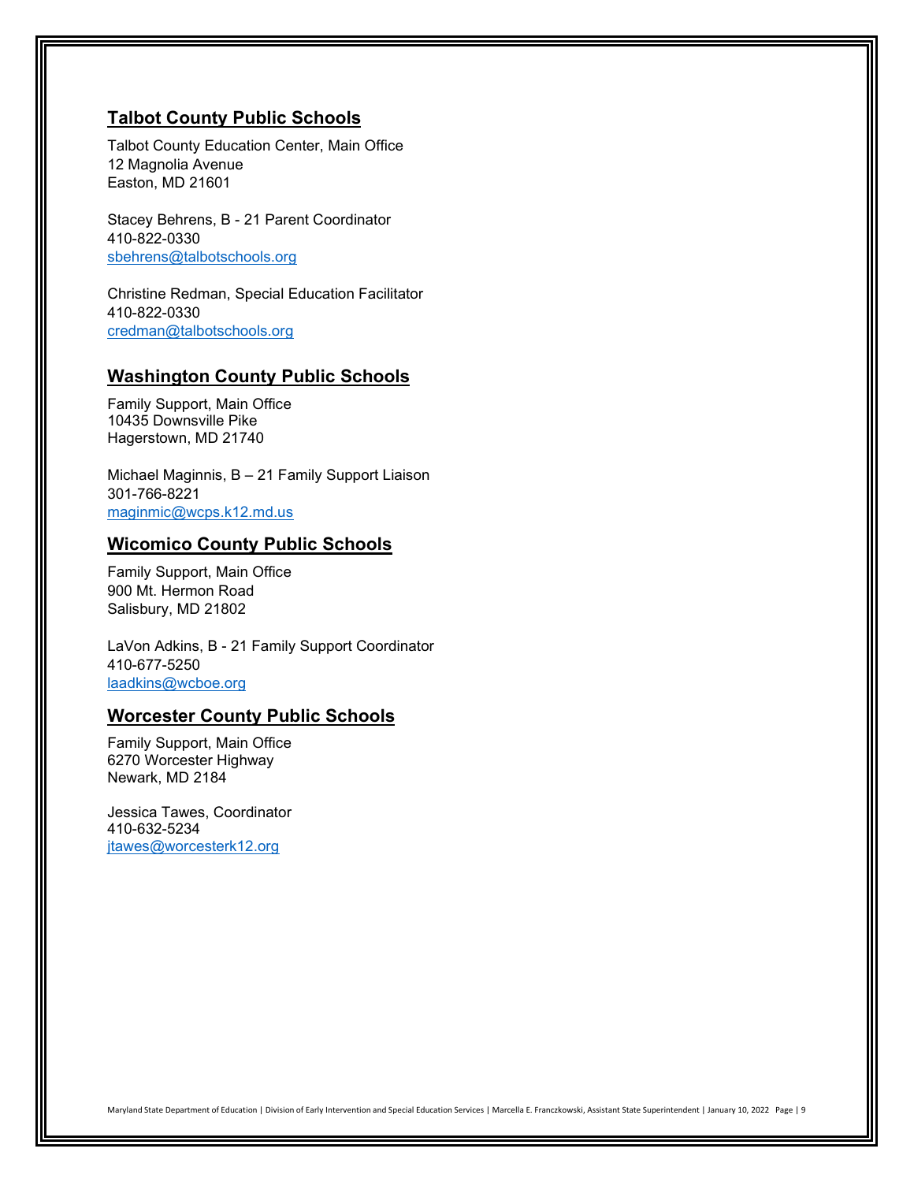## Talbot County Public Schools

Talbot County Education Center, Main Office
12 Magnolia Avenue
Easton, MD 21601

Stacey Behrens, B - 21 Parent Coordinator
410-822-0330
sbehrens@talbotschools.org

Christine Redman, Special Education Facilitator
410-822-0330
credman@talbotschools.org

## Washington County Public Schools

Family Support, Main Office
10435 Downsville Pike
Hagerstown, MD 21740

Michael Maginnis, B – 21 Family Support Liaison
301-766-8221
maginmic@wcps.k12.md.us

## Wicomico County Public Schools

Family Support, Main Office
900 Mt. Hermon Road
Salisbury, MD 21802

LaVon Adkins, B - 21 Family Support Coordinator
410-677-5250
laadkins@wcboe.org

## Worcester County Public Schools

Family Support, Main Office
6270 Worcester Highway
Newark, MD 2184

Jessica Tawes, Coordinator
410-632-5234
jtawes@worcesterk12.org